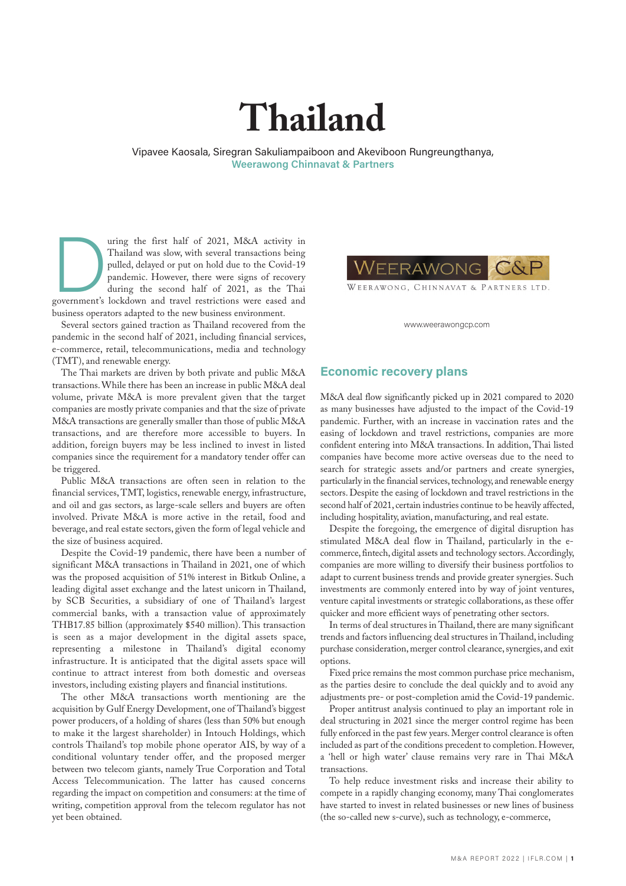# Thailand

Vipavee Kaosala, Siregran Sakuliampaiboon and Akeviboon Rungreungthanya, **Weerawong Chinnavat & Partners**

During the first half of 2021, M&A activity in Thailand was slow, with several transactions being pulled, delayed or put on hold due to the Covid-19 pandemic. However, there were signs of recovery during the second half of 2021, as the Thai government's lockdown and travel restrictions were eased and business operators adapted to the new business environment.

Several sectors gained traction as Thailand recovered from the pandemic in the second half of 2021, including financial services, e-commerce, retail, telecommunications, media and technology (TMT), and renewable energy.

The Thai markets are driven by both private and public M&A transactions. While there has been an increase in public M&A deal volume, private M&A is more prevalent given that the target companies are mostly private companies and that the size of private M&A transactions are generally smaller than those of public M&A transactions, and are therefore more accessible to buyers. In addition, foreign buyers may be less inclined to invest in listed companies since the requirement for a mandatory tender offer can be triggered.

Public M&A transactions are often seen in relation to the financial services, TMT, logistics, renewable energy, infrastructure, and oil and gas sectors, as large-scale sellers and buyers are often involved. Private M&A is more active in the retail, food and beverage, and real estate sectors, given the form of legal vehicle and the size of business acquired.

Despite the Covid-19 pandemic, there have been a number of significant M&A transactions in Thailand in 2021, one of which was the proposed acquisition of 51% interest in Bitkub Online, a leading digital asset exchange and the latest unicorn in Thailand, by SCB Securities, a subsidiary of one of Thailand's largest commercial banks, with a transaction value of approximately THB17.85 billion (approximately $540 million). This transaction is seen as a major development in the digital assets space, representing a milestone in Thailand's digital economy infrastructure. It is anticipated that the digital assets space will continue to attract interest from both domestic and overseas investors, including existing players and financial institutions.

The other M&A transactions worth mentioning are the acquisition by Gulf Energy Development, one of Thailand's biggest power producers, of a holding of shares (less than 50% but enough to make it the largest shareholder) in Intouch Holdings, which controls Thailand's top mobile phone operator AIS, by way of a conditional voluntary tender offer, and the proposed merger between two telecom giants, namely True Corporation and Total Access Telecommunication. The latter has caused concerns regarding the impact on competition and consumers: at the time of writing, competition approval from the telecom regulator has not yet been obtained.

WEERAWONG C&P
WEERAWONG, CHINNAVAT & PARTNERS LTD.

www.weerawongcp.com

## Economic recovery plans

M&A deal flow significantly picked up in 2021 compared to 2020 as many businesses have adjusted to the impact of the Covid-19 pandemic. Further, with an increase in vaccination rates and the easing of lockdown and travel restrictions, companies are more confident entering into M&A transactions. In addition, Thai listed companies have become more active overseas due to the need to search for strategic assets and/or partners and create synergies, particularly in the financial services, technology, and renewable energy sectors. Despite the easing of lockdown and travel restrictions in the second half of 2021, certain industries continue to be heavily affected, including hospitality, aviation, manufacturing, and real estate.

Despite the foregoing, the emergence of digital disruption has stimulated M&A deal flow in Thailand, particularly in the e-commerce, fintech, digital assets and technology sectors. Accordingly, companies are more willing to diversify their business portfolios to adapt to current business trends and provide greater synergies. Such investments are commonly entered into by way of joint ventures, venture capital investments or strategic collaborations, as these offer quicker and more efficient ways of penetrating other sectors.

In terms of deal structures in Thailand, there are many significant trends and factors influencing deal structures in Thailand, including purchase consideration, merger control clearance, synergies, and exit options.

Fixed price remains the most common purchase price mechanism, as the parties desire to conclude the deal quickly and to avoid any adjustments pre- or post-completion amid the Covid-19 pandemic.

Proper antitrust analysis continued to play an important role in deal structuring in 2021 since the merger control regime has been fully enforced in the past few years. Merger control clearance is often included as part of the conditions precedent to completion. However, a 'hell or high water' clause remains very rare in Thai M&A transactions.

To help reduce investment risks and increase their ability to compete in a rapidly changing economy, many Thai conglomerates have started to invest in related businesses or new lines of business (the so-called new s-curve), such as technology, e-commerce,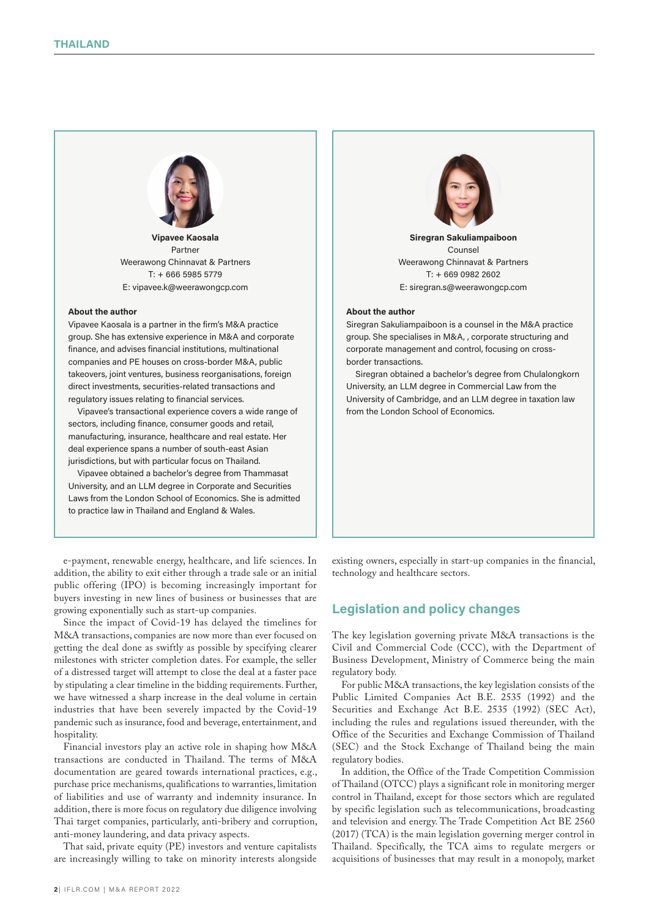**Vipavee Kaosala**
Partner
Weerawong Chinnavat & Partners
T: + 666 5985 5779
E: vipavee.k@weerawongcp.com

**About the author**

Vipavee Kaosala is a partner in the firm's M&A practice group. She has extensive experience in M&A and corporate finance, and advises financial institutions, multinational companies and PE houses on cross-border M&A, public takeovers, joint ventures, business reorganisations, foreign direct investments, securities-related transactions and regulatory issues relating to financial services.

Vipavee's transactional experience covers a wide range of sectors, including finance, consumer goods and retail, manufacturing, insurance, healthcare and real estate. Her deal experience spans a number of south-east Asian jurisdictions, but with particular focus on Thailand.

Vipavee obtained a bachelor's degree from Thammasat University, and an LLM degree in Corporate and Securities Laws from the London School of Economics. She is admitted to practice law in Thailand and England & Wales.

**Siregran Sakuliampaiboon**
Counsel
Weerawong Chinnavat & Partners
T: + 669 0982 2602
E: siregran.s@weerawongcp.com

**About the author**

Siregran Sakuliampaiboon is a counsel in the M&A practice group. She specialises in M&A, , corporate structuring and corporate management and control, focusing on cross-border transactions.

Siregran obtained a bachelor's degree from Chulalongkorn University, an LLM degree in Commercial Law from the University of Cambridge, and an LLM degree in taxation law from the London School of Economics.

e-payment, renewable energy, healthcare, and life sciences. In addition, the ability to exit either through a trade sale or an initial public offering (IPO) is becoming increasingly important for buyers investing in new lines of business or businesses that are growing exponentially such as start-up companies.

Since the impact of Covid-19 has delayed the timelines for M&A transactions, companies are now more than ever focused on getting the deal done as swiftly as possible by specifying clearer milestones with stricter completion dates. For example, the seller of a distressed target will attempt to close the deal at a faster pace by stipulating a clear timeline in the bidding requirements. Further, we have witnessed a sharp increase in the deal volume in certain industries that have been severely impacted by the Covid-19 pandemic such as insurance, food and beverage, entertainment, and hospitality.

Financial investors play an active role in shaping how M&A transactions are conducted in Thailand. The terms of M&A documentation are geared towards international practices, e.g., purchase price mechanisms, qualifications to warranties, limitation of liabilities and use of warranty and indemnity insurance. In addition, there is more focus on regulatory due diligence involving Thai target companies, particularly, anti-bribery and corruption, anti-money laundering, and data privacy aspects.

That said, private equity (PE) investors and venture capitalists are increasingly willing to take on minority interests alongside existing owners, especially in start-up companies in the financial, technology and healthcare sectors.

## Legislation and policy changes

The key legislation governing private M&A transactions is the Civil and Commercial Code (CCC), with the Department of Business Development, Ministry of Commerce being the main regulatory body.

For public M&A transactions, the key legislation consists of the Public Limited Companies Act B.E. 2535 (1992) and the Securities and Exchange Act B.E. 2535 (1992) (SEC Act), including the rules and regulations issued thereunder, with the Office of the Securities and Exchange Commission of Thailand (SEC) and the Stock Exchange of Thailand being the main regulatory bodies.

In addition, the Office of the Trade Competition Commission of Thailand (OTCC) plays a significant role in monitoring merger control in Thailand, except for those sectors which are regulated by specific legislation such as telecommunications, broadcasting and television and energy. The Trade Competition Act BE 2560 (2017) (TCA) is the main legislation governing merger control in Thailand. Specifically, the TCA aims to regulate mergers or acquisitions of businesses that may result in a monopoly, market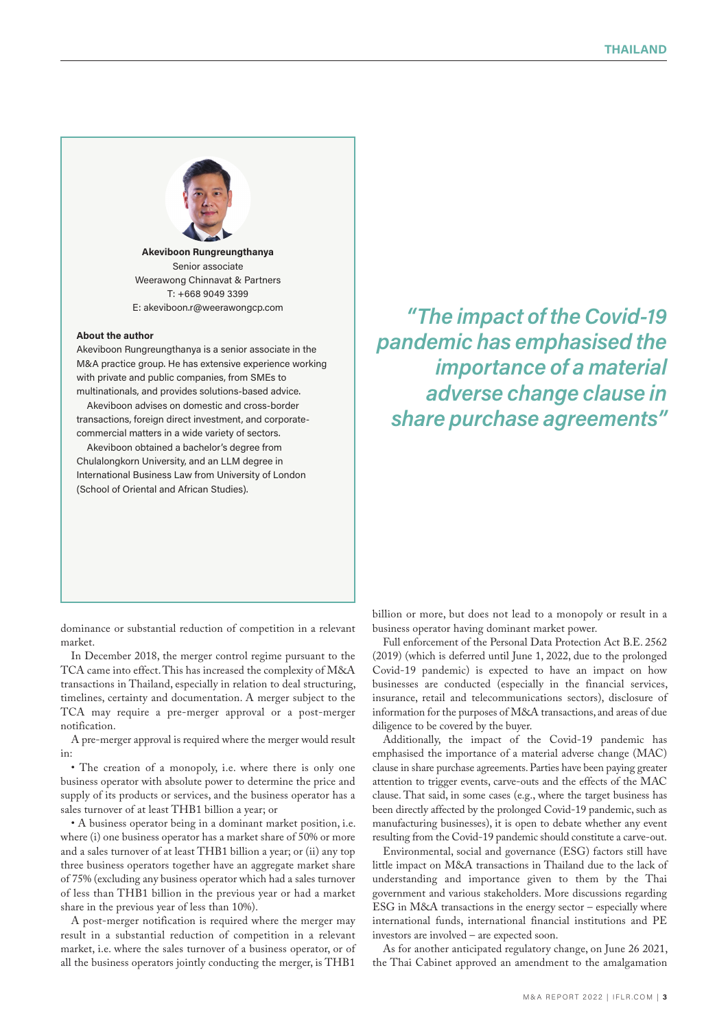**Akeviboon Rungreungthanya**
Senior associate
Weerawong Chinnavat & Partners
T: +668 9049 3399
E: akeviboon.r@weerawongcp.com

**About the author**

Akeviboon Rungreungthanya is a senior associate in the M&A practice group. He has extensive experience working with private and public companies, from SMEs to multinationals, and provides solutions-based advice.

Akeviboon advises on domestic and cross-border transactions, foreign direct investment, and corporate-commercial matters in a wide variety of sectors.

Akeviboon obtained a bachelor's degree from Chulalongkorn University, and an LLM degree in International Business Law from University of London (School of Oriental and African Studies).

> *"The impact of the Covid-19 pandemic has emphasised the importance of a material adverse change clause in share purchase agreements"*

dominance or substantial reduction of competition in a relevant market.

In December 2018, the merger control regime pursuant to the TCA came into effect. This has increased the complexity of M&A transactions in Thailand, especially in relation to deal structuring, timelines, certainty and documentation. A merger subject to the TCA may require a pre-merger approval or a post-merger notification.

A pre-merger approval is required where the merger would result in:

• The creation of a monopoly, i.e. where there is only one business operator with absolute power to determine the price and supply of its products or services, and the business operator has a sales turnover of at least THB1 billion a year; or

• A business operator being in a dominant market position, i.e. where (i) one business operator has a market share of 50% or more and a sales turnover of at least THB1 billion a year; or (ii) any top three business operators together have an aggregate market share of 75% (excluding any business operator which had a sales turnover of less than THB1 billion in the previous year or had a market share in the previous year of less than 10%).

A post-merger notification is required where the merger may result in a substantial reduction of competition in a relevant market, i.e. where the sales turnover of a business operator, or of all the business operators jointly conducting the merger, is THB1 billion or more, but does not lead to a monopoly or result in a business operator having dominant market power.

Full enforcement of the Personal Data Protection Act B.E. 2562 (2019) (which is deferred until June 1, 2022, due to the prolonged Covid-19 pandemic) is expected to have an impact on how businesses are conducted (especially in the financial services, insurance, retail and telecommunications sectors), disclosure of information for the purposes of M&A transactions, and areas of due diligence to be covered by the buyer.

Additionally, the impact of the Covid-19 pandemic has emphasised the importance of a material adverse change (MAC) clause in share purchase agreements. Parties have been paying greater attention to trigger events, carve-outs and the effects of the MAC clause. That said, in some cases (e.g., where the target business has been directly affected by the prolonged Covid-19 pandemic, such as manufacturing businesses), it is open to debate whether any event resulting from the Covid-19 pandemic should constitute a carve-out.

Environmental, social and governance (ESG) factors still have little impact on M&A transactions in Thailand due to the lack of understanding and importance given to them by the Thai government and various stakeholders. More discussions regarding ESG in M&A transactions in the energy sector – especially where international funds, international financial institutions and PE investors are involved – are expected soon.

As for another anticipated regulatory change, on June 26 2021, the Thai Cabinet approved an amendment to the amalgamation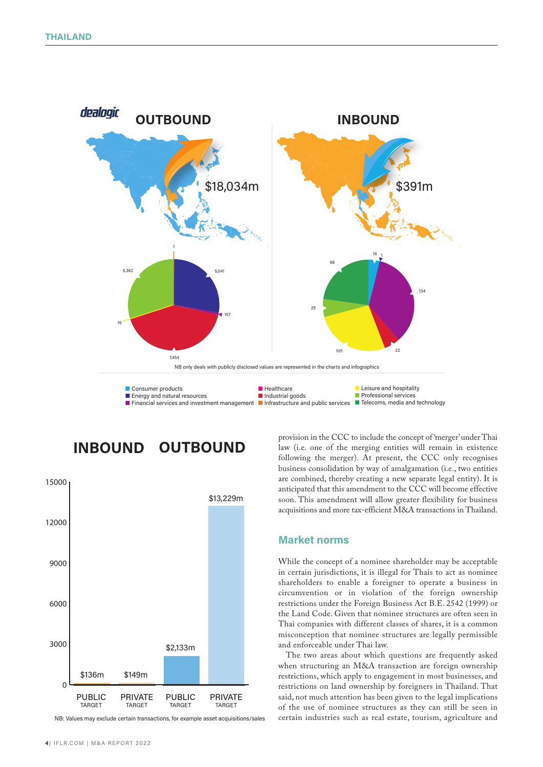dealogic

## OUTBOUND

$18,034m

## INBOUND

$391m

NB only deals with publicly disclosed values are represented in the charts and infographics

Consumer products
Energy and natural resources
Financial services and investment management
Healthcare
Industrial goods
Infrastructure and public services
Leisure and hospitality
Professional services
Telecoms, media and technology

## INBOUND OUTBOUND

| | INBOUND | | OUTBOUND | |
|---|---|---|---|---|
| | PUBLIC TARGET | PRIVATE TARGET | PUBLIC TARGET | PRIVATE TARGET |
| Value | $136m | $149m | $2,133m | $13,229m |

NB: Values may exclude certain transactions, for example asset acquisitions/sales

provision in the CCC to include the concept of 'merger' under Thai law (i.e. one of the merging entities will remain in existence following the merger). At present, the CCC only recognises business consolidation by way of amalgamation (i.e., two entities are combined, thereby creating a new separate legal entity). It is anticipated that this amendment to the CCC will become effective soon. This amendment will allow greater flexibility for business acquisitions and more tax-efficient M&A transactions in Thailand.

## Market norms

While the concept of a nominee shareholder may be acceptable in certain jurisdictions, it is illegal for Thais to act as nominee shareholders to enable a foreigner to operate a business in circumvention or in violation of the foreign ownership restrictions under the Foreign Business Act B.E. 2542 (1999) or the Land Code. Given that nominee structures are often seen in Thai companies with different classes of shares, it is a common misconception that nominee structures are legally permissible and enforceable under Thai law.

The two areas about which questions are frequently asked when structuring an M&A transaction are foreign ownership restrictions, which apply to engagement in most businesses, and restrictions on land ownership by foreigners in Thailand. That said, not much attention has been given to the legal implications of the use of nominee structures as they can still be seen in certain industries such as real estate, tourism, agriculture and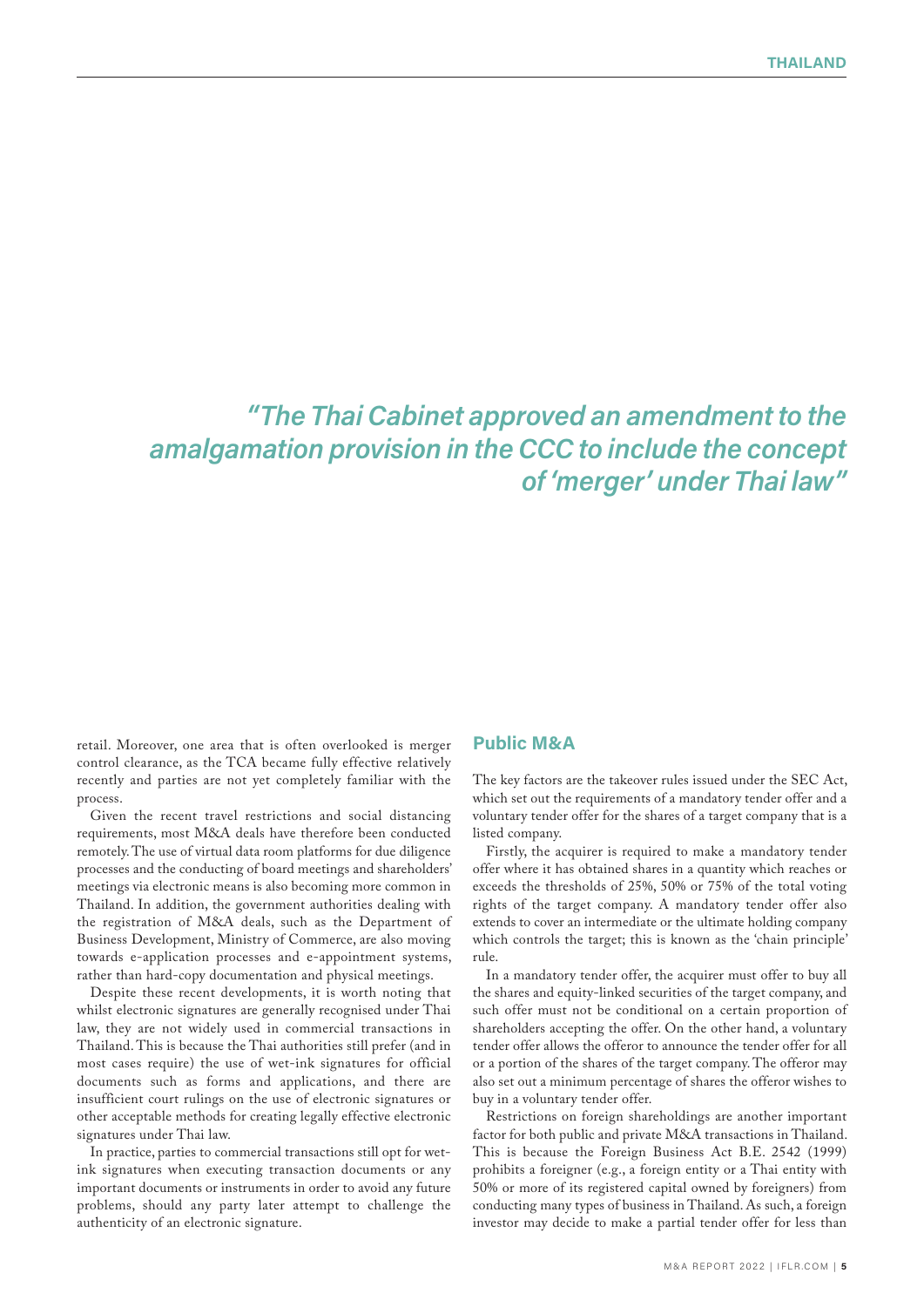> *"The Thai Cabinet approved an amendment to the amalgamation provision in the CCC to include the concept of 'merger' under Thai law"*

retail. Moreover, one area that is often overlooked is merger control clearance, as the TCA became fully effective relatively recently and parties are not yet completely familiar with the process.

Given the recent travel restrictions and social distancing requirements, most M&A deals have therefore been conducted remotely. The use of virtual data room platforms for due diligence processes and the conducting of board meetings and shareholders' meetings via electronic means is also becoming more common in Thailand. In addition, the government authorities dealing with the registration of M&A deals, such as the Department of Business Development, Ministry of Commerce, are also moving towards e-application processes and e-appointment systems, rather than hard-copy documentation and physical meetings.

Despite these recent developments, it is worth noting that whilst electronic signatures are generally recognised under Thai law, they are not widely used in commercial transactions in Thailand. This is because the Thai authorities still prefer (and in most cases require) the use of wet-ink signatures for official documents such as forms and applications, and there are insufficient court rulings on the use of electronic signatures or other acceptable methods for creating legally effective electronic signatures under Thai law.

In practice, parties to commercial transactions still opt for wet-ink signatures when executing transaction documents or any important documents or instruments in order to avoid any future problems, should any party later attempt to challenge the authenticity of an electronic signature.

## Public M&A

The key factors are the takeover rules issued under the SEC Act, which set out the requirements of a mandatory tender offer and a voluntary tender offer for the shares of a target company that is a listed company.

Firstly, the acquirer is required to make a mandatory tender offer where it has obtained shares in a quantity which reaches or exceeds the thresholds of 25%, 50% or 75% of the total voting rights of the target company. A mandatory tender offer also extends to cover an intermediate or the ultimate holding company which controls the target; this is known as the 'chain principle' rule.

In a mandatory tender offer, the acquirer must offer to buy all the shares and equity-linked securities of the target company, and such offer must not be conditional on a certain proportion of shareholders accepting the offer. On the other hand, a voluntary tender offer allows the offeror to announce the tender offer for all or a portion of the shares of the target company. The offeror may also set out a minimum percentage of shares the offeror wishes to buy in a voluntary tender offer.

Restrictions on foreign shareholdings are another important factor for both public and private M&A transactions in Thailand. This is because the Foreign Business Act B.E. 2542 (1999) prohibits a foreigner (e.g., a foreign entity or a Thai entity with 50% or more of its registered capital owned by foreigners) from conducting many types of business in Thailand. As such, a foreign investor may decide to make a partial tender offer for less than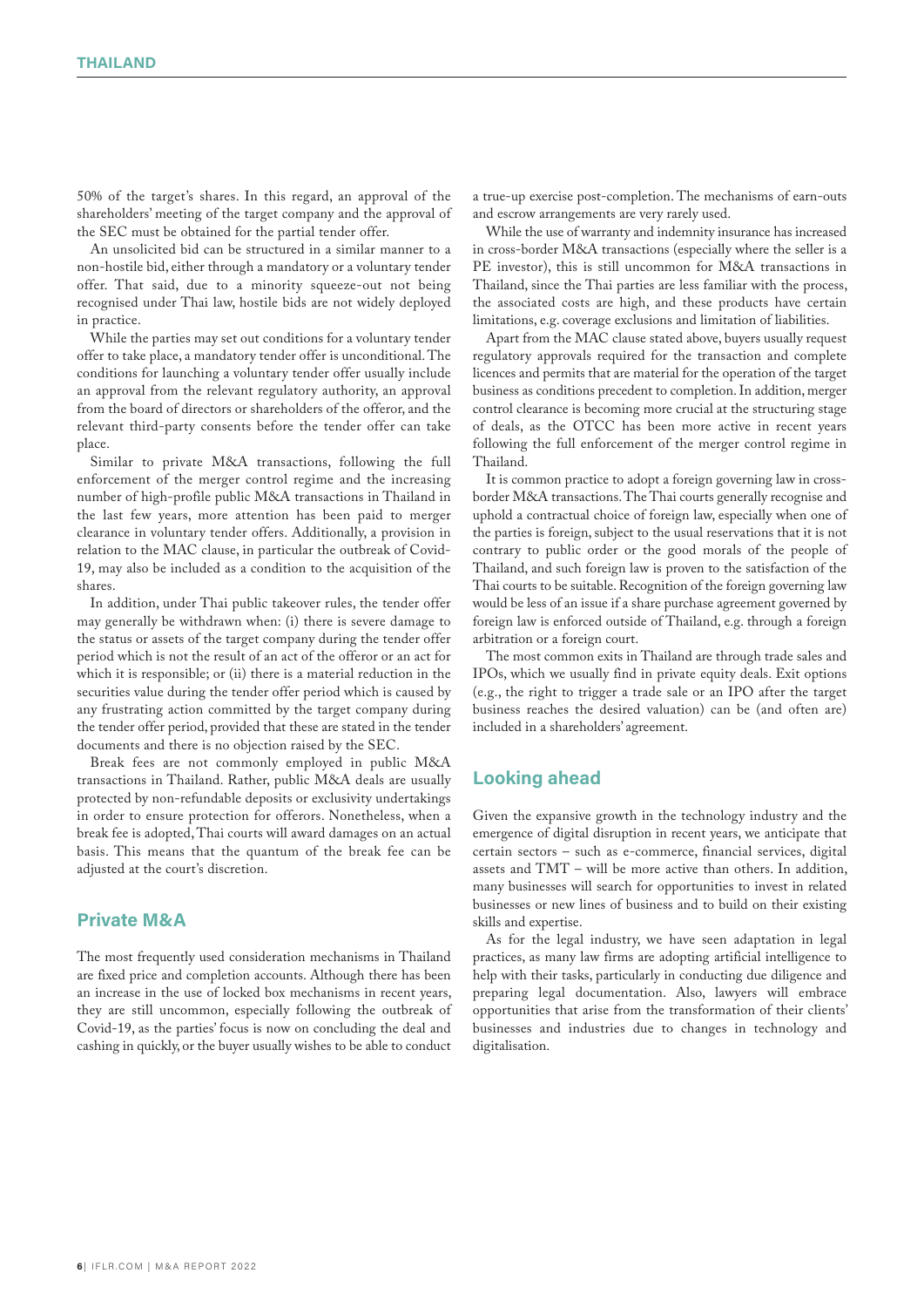50% of the target's shares. In this regard, an approval of the shareholders' meeting of the target company and the approval of the SEC must be obtained for the partial tender offer.

An unsolicited bid can be structured in a similar manner to a non-hostile bid, either through a mandatory or a voluntary tender offer. That said, due to a minority squeeze-out not being recognised under Thai law, hostile bids are not widely deployed in practice.

While the parties may set out conditions for a voluntary tender offer to take place, a mandatory tender offer is unconditional. The conditions for launching a voluntary tender offer usually include an approval from the relevant regulatory authority, an approval from the board of directors or shareholders of the offeror, and the relevant third-party consents before the tender offer can take place.

Similar to private M&A transactions, following the full enforcement of the merger control regime and the increasing number of high-profile public M&A transactions in Thailand in the last few years, more attention has been paid to merger clearance in voluntary tender offers. Additionally, a provision in relation to the MAC clause, in particular the outbreak of Covid-19, may also be included as a condition to the acquisition of the shares.

In addition, under Thai public takeover rules, the tender offer may generally be withdrawn when: (i) there is severe damage to the status or assets of the target company during the tender offer period which is not the result of an act of the offeror or an act for which it is responsible; or (ii) there is a material reduction in the securities value during the tender offer period which is caused by any frustrating action committed by the target company during the tender offer period, provided that these are stated in the tender documents and there is no objection raised by the SEC.

Break fees are not commonly employed in public M&A transactions in Thailand. Rather, public M&A deals are usually protected by non-refundable deposits or exclusivity undertakings in order to ensure protection for offerors. Nonetheless, when a break fee is adopted, Thai courts will award damages on an actual basis. This means that the quantum of the break fee can be adjusted at the court's discretion.

## Private M&A

The most frequently used consideration mechanisms in Thailand are fixed price and completion accounts. Although there has been an increase in the use of locked box mechanisms in recent years, they are still uncommon, especially following the outbreak of Covid-19, as the parties' focus is now on concluding the deal and cashing in quickly, or the buyer usually wishes to be able to conduct a true-up exercise post-completion. The mechanisms of earn-outs and escrow arrangements are very rarely used.

While the use of warranty and indemnity insurance has increased in cross-border M&A transactions (especially where the seller is a PE investor), this is still uncommon for M&A transactions in Thailand, since the Thai parties are less familiar with the process, the associated costs are high, and these products have certain limitations, e.g. coverage exclusions and limitation of liabilities.

Apart from the MAC clause stated above, buyers usually request regulatory approvals required for the transaction and complete licences and permits that are material for the operation of the target business as conditions precedent to completion. In addition, merger control clearance is becoming more crucial at the structuring stage of deals, as the OTCC has been more active in recent years following the full enforcement of the merger control regime in Thailand.

It is common practice to adopt a foreign governing law in cross-border M&A transactions. The Thai courts generally recognise and uphold a contractual choice of foreign law, especially when one of the parties is foreign, subject to the usual reservations that it is not contrary to public order or the good morals of the people of Thailand, and such foreign law is proven to the satisfaction of the Thai courts to be suitable. Recognition of the foreign governing law would be less of an issue if a share purchase agreement governed by foreign law is enforced outside of Thailand, e.g. through a foreign arbitration or a foreign court.

The most common exits in Thailand are through trade sales and IPOs, which we usually find in private equity deals. Exit options (e.g., the right to trigger a trade sale or an IPO after the target business reaches the desired valuation) can be (and often are) included in a shareholders' agreement.

## Looking ahead

Given the expansive growth in the technology industry and the emergence of digital disruption in recent years, we anticipate that certain sectors – such as e-commerce, financial services, digital assets and TMT – will be more active than others. In addition, many businesses will search for opportunities to invest in related businesses or new lines of business and to build on their existing skills and expertise.

As for the legal industry, we have seen adaptation in legal practices, as many law firms are adopting artificial intelligence to help with their tasks, particularly in conducting due diligence and preparing legal documentation. Also, lawyers will embrace opportunities that arise from the transformation of their clients' businesses and industries due to changes in technology and digitalisation.